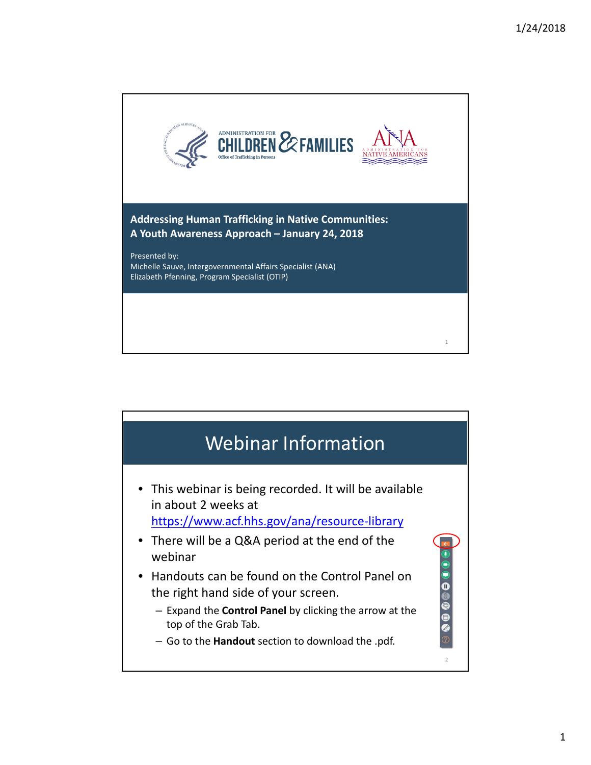ADMINISTRATION FOR CHILDREN & FAMILIES
Office of Trafficking in Persons

ANA — ADMINISTRATION FOR NATIVE AMERICANS

**Addressing Human Trafficking in Native Communities: A Youth Awareness Approach – January 24, 2018**

Presented by:
Michelle Sauve, Intergovernmental Affairs Specialist (ANA)
Elizabeth Pfenning, Program Specialist (OTIP)

# Webinar Information

- This webinar is being recorded. It will be available in about 2 weeks at https://www.acf.hhs.gov/ana/resource-library
- There will be a Q&A period at the end of the webinar
- Handouts can be found on the Control Panel on the right hand side of your screen.
  - Expand the **Control Panel** by clicking the arrow at the top of the Grab Tab.
  - Go to the **Handout** section to download the .pdf.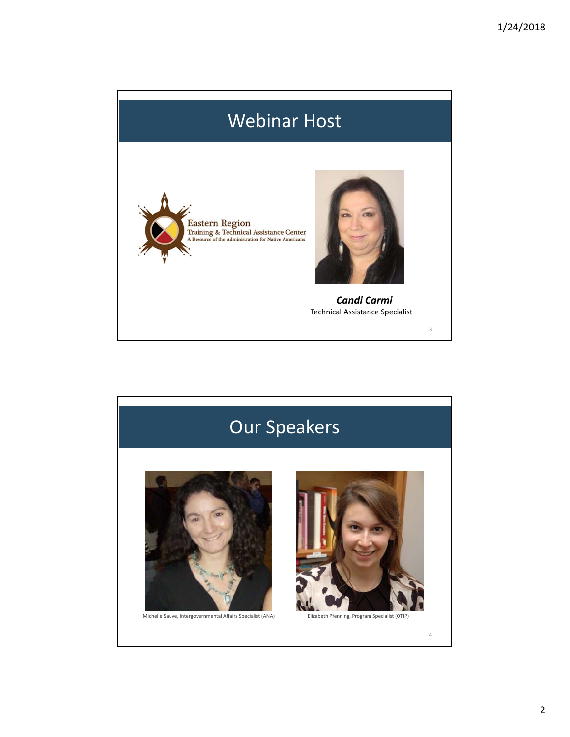## Webinar Host

Eastern Region
Training & Technical Assistance Center
A Resource of the Administration for Native Americans

***Candi Carmi***
Technical Assistance Specialist

## Our Speakers

Michelle Sauve, Intergovernmental Affairs Specialist (ANA)

Elizabeth Pfenning, Program Specialist (OTIP)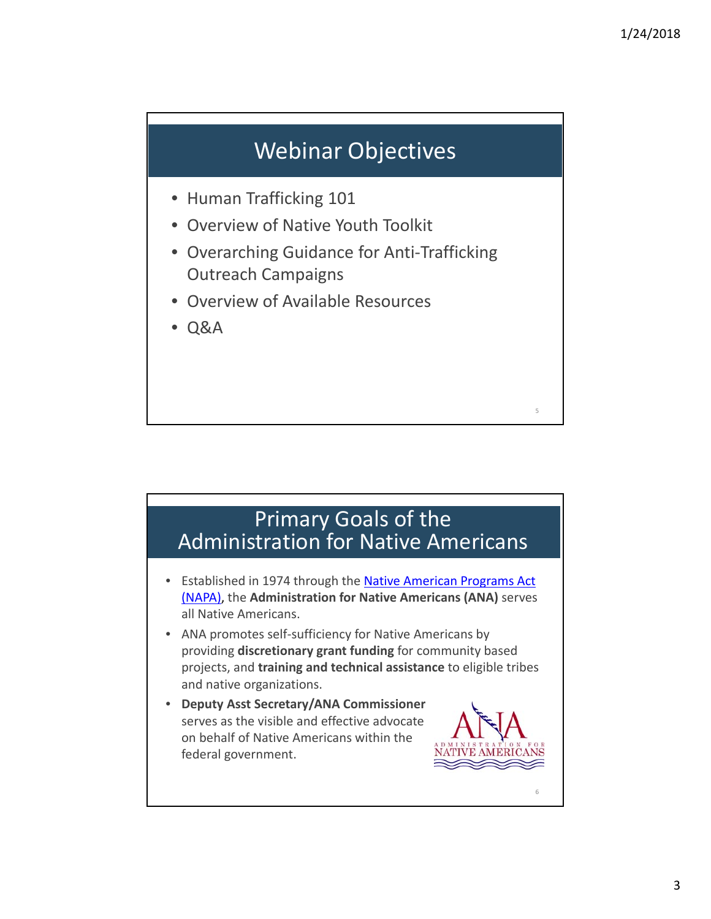## Webinar Objectives

- Human Trafficking 101
- Overview of Native Youth Toolkit
- Overarching Guidance for Anti-Trafficking Outreach Campaigns
- Overview of Available Resources
- Q&A

## Primary Goals of the Administration for Native Americans

- Established in 1974 through the Native American Programs Act (NAPA), the **Administration for Native Americans (ANA)** serves all Native Americans.
- ANA promotes self-sufficiency for Native Americans by providing **discretionary grant funding** for community based projects, and **training and technical assistance** to eligible tribes and native organizations.
- **Deputy Asst Secretary/ANA Commissioner** serves as the visible and effective advocate on behalf of Native Americans within the federal government.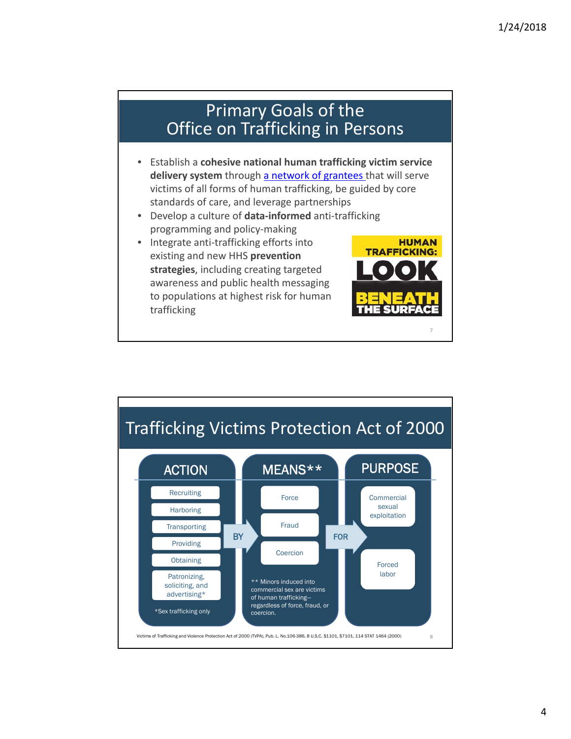## Primary Goals of the Office on Trafficking in Persons

- Establish a **cohesive national human trafficking victim service delivery system** through a network of grantees that will serve victims of all forms of human trafficking, be guided by core standards of care, and leverage partnerships
- Develop a culture of **data-informed** anti-trafficking programming and policy-making
- Integrate anti-trafficking efforts into existing and new HHS **prevention strategies**, including creating targeted awareness and public health messaging to populations at highest risk for human trafficking

HUMAN TRAFFICKING: LOOK BENEATH THE SURFACE

## Trafficking Victims Protection Act of 2000

| ACTION | | MEANS** | | PURPOSE |
|---|---|---|---|---|
| Recruiting | BY | Force | FOR | Commercial sexual exploitation |
| Harboring | | Fraud | | Forced labor |
| Transporting | | Coercion | | |
| Providing | | | | |
| Obtaining | | | | |
| Patronizing, soliciting, and advertising* | | | | |

*Sex trafficking only

** Minors induced into commercial sex are victims of human trafficking—regardless of force, fraud, or coercion.

Victims of Trafficking and Violence Protection Act of 2000 (TVPA), Pub. L. No.106-386, 8 U.S.C. §1101, §7101, 114 STAT 1464 (2000)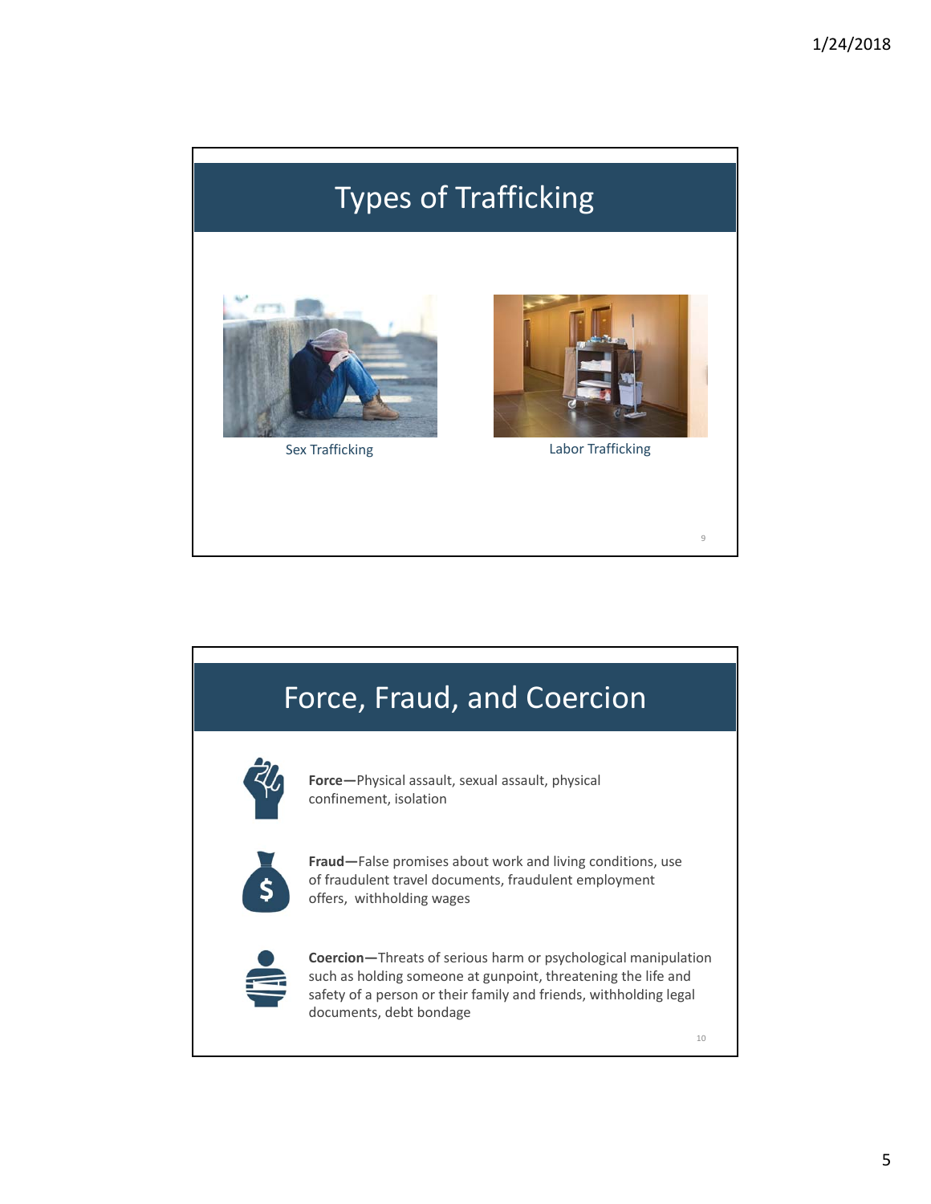# Types of Trafficking

Sex Trafficking

Labor Trafficking

# Force, Fraud, and Coercion

**Force—**Physical assault, sexual assault, physical confinement, isolation

**Fraud—**False promises about work and living conditions, use of fraudulent travel documents, fraudulent employment offers, withholding wages

**Coercion—**Threats of serious harm or psychological manipulation such as holding someone at gunpoint, threatening the life and safety of a person or their family and friends, withholding legal documents, debt bondage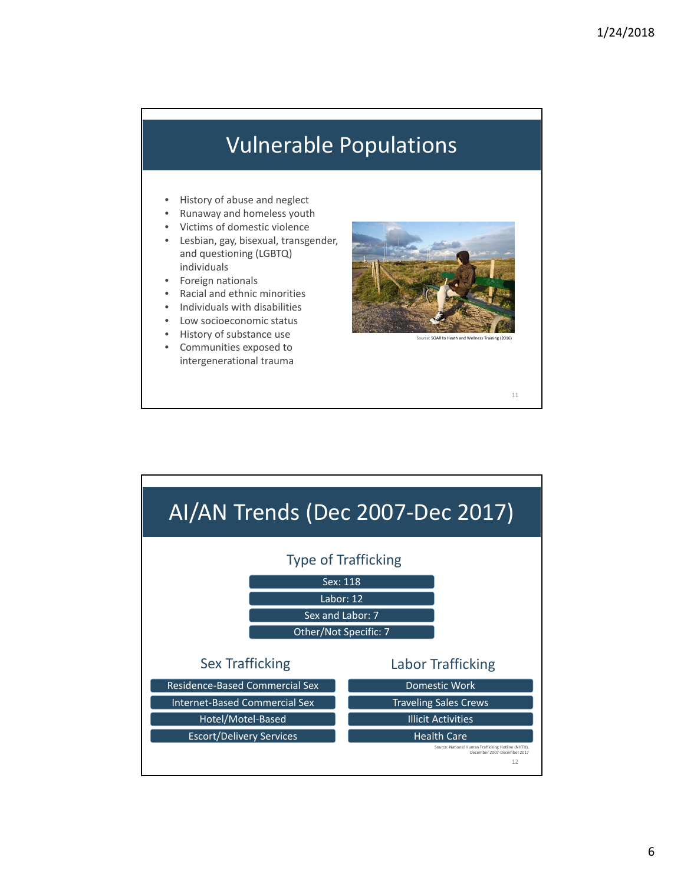## Vulnerable Populations

- History of abuse and neglect
- Runaway and homeless youth
- Victims of domestic violence
- Lesbian, gay, bisexual, transgender, and questioning (LGBTQ) individuals
- Foreign nationals
- Racial and ethnic minorities
- Individuals with disabilities
- Low socioeconomic status
- History of substance use
- Communities exposed to intergenerational trauma

Source: SOAR to Heath and Wellness Training (2016)

## AI/AN Trends (Dec 2007-Dec 2017)

### Type of Trafficking

- Sex: 118
- Labor: 12
- Sex and Labor: 7
- Other/Not Specific: 7

### Sex Trafficking

- Residence-Based Commercial Sex
- Internet-Based Commercial Sex
- Hotel/Motel-Based
- Escort/Delivery Services

### Labor Trafficking

- Domestic Work
- Traveling Sales Crews
- Illicit Activities
- Health Care

Source: National Human Trafficking Hotline (NHTH), December 2007-December 2017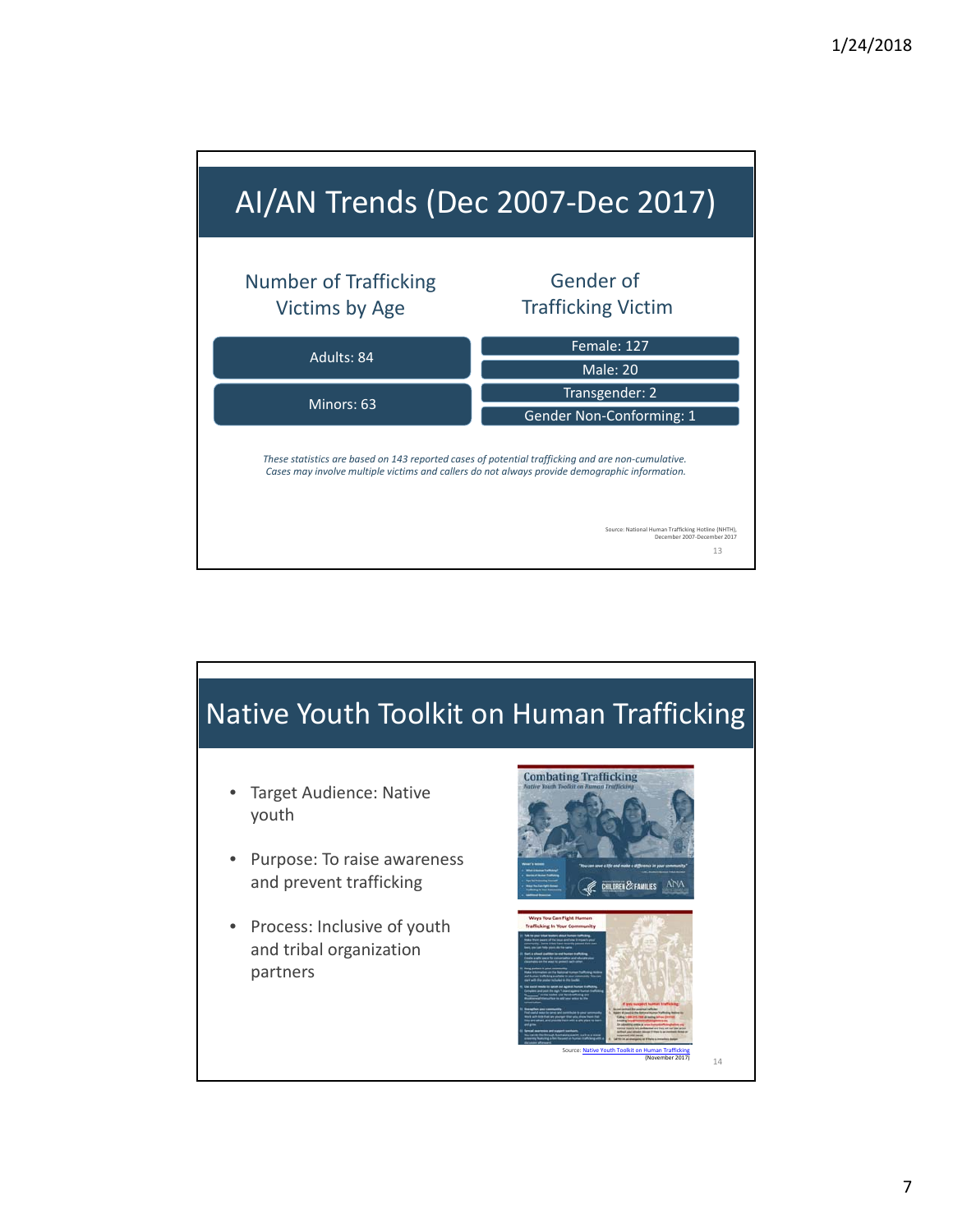# AI/AN Trends (Dec 2007-Dec 2017)

| Number of Trafficking Victims by Age | Gender of Trafficking Victim |
|---|---|
| Adults: 84 | Female: 127 |
| | Male: 20 |
| Minors: 63 | Transgender: 2 |
| | Gender Non-Conforming: 1 |

*These statistics are based on 143 reported cases of potential trafficking and are non-cumulative. Cases may involve multiple victims and callers do not always provide demographic information.*

Source: National Human Trafficking Hotline (NHTH), December 2007-December 2017

# Native Youth Toolkit on Human Trafficking

- Target Audience: Native youth
- Purpose: To raise awareness and prevent trafficking
- Process: Inclusive of youth and tribal organization partners

Source: Native Youth Toolkit on Human Trafficking (November 2017)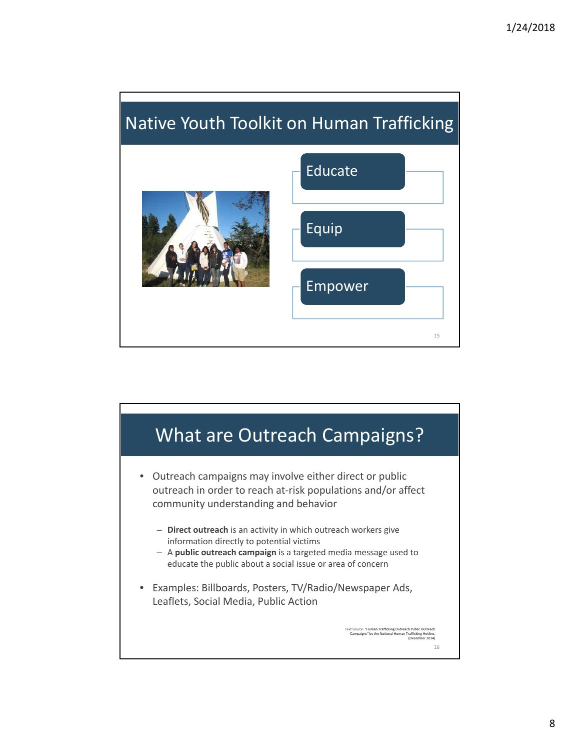## Native Youth Toolkit on Human Trafficking

- Educate
- Equip
- Empower

## What are Outreach Campaigns?

- Outreach campaigns may involve either direct or public outreach in order to reach at-risk populations and/or affect community understanding and behavior
  - **Direct outreach** is an activity in which outreach workers give information directly to potential victims
  - A **public outreach campaign** is a targeted media message used to educate the public about a social issue or area of concern
- Examples: Billboards, Posters, TV/Radio/Newspaper Ads, Leaflets, Social Media, Public Action

Text Source: "Human Trafficking Outreach Public Outreach Campaigns" by the National Human Trafficking Hotline, (December 2014)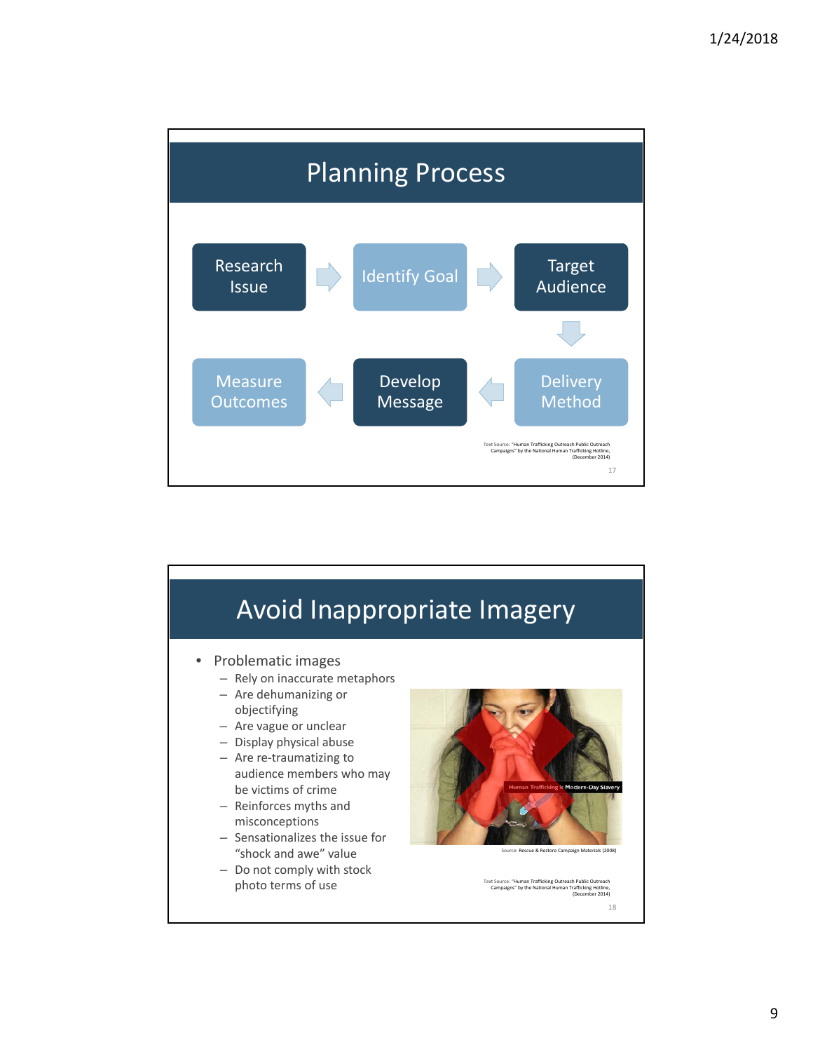## Planning Process

Research Issue → Identify Goal → Target Audience → Delivery Method → Develop Message → Measure Outcomes

Text Source: "Human Trafficking Outreach Public Outreach Campaigns" by the National Human Trafficking Hotline, (December 2014)

## Avoid Inappropriate Imagery

- Problematic images
  - Rely on inaccurate metaphors
  - Are dehumanizing or objectifying
  - Are vague or unclear
  - Display physical abuse
  - Are re-traumatizing to audience members who may be victims of crime
  - Reinforces myths and misconceptions
  - Sensationalizes the issue for "shock and awe" value
  - Do not comply with stock photo terms of use

Human Trafficking is Modern-Day Slavery

Source: Rescue & Restore Campaign Materials (2008)

Text Source: "Human Trafficking Outreach Public Outreach Campaigns" by the National Human Trafficking Hotline, (December 2014)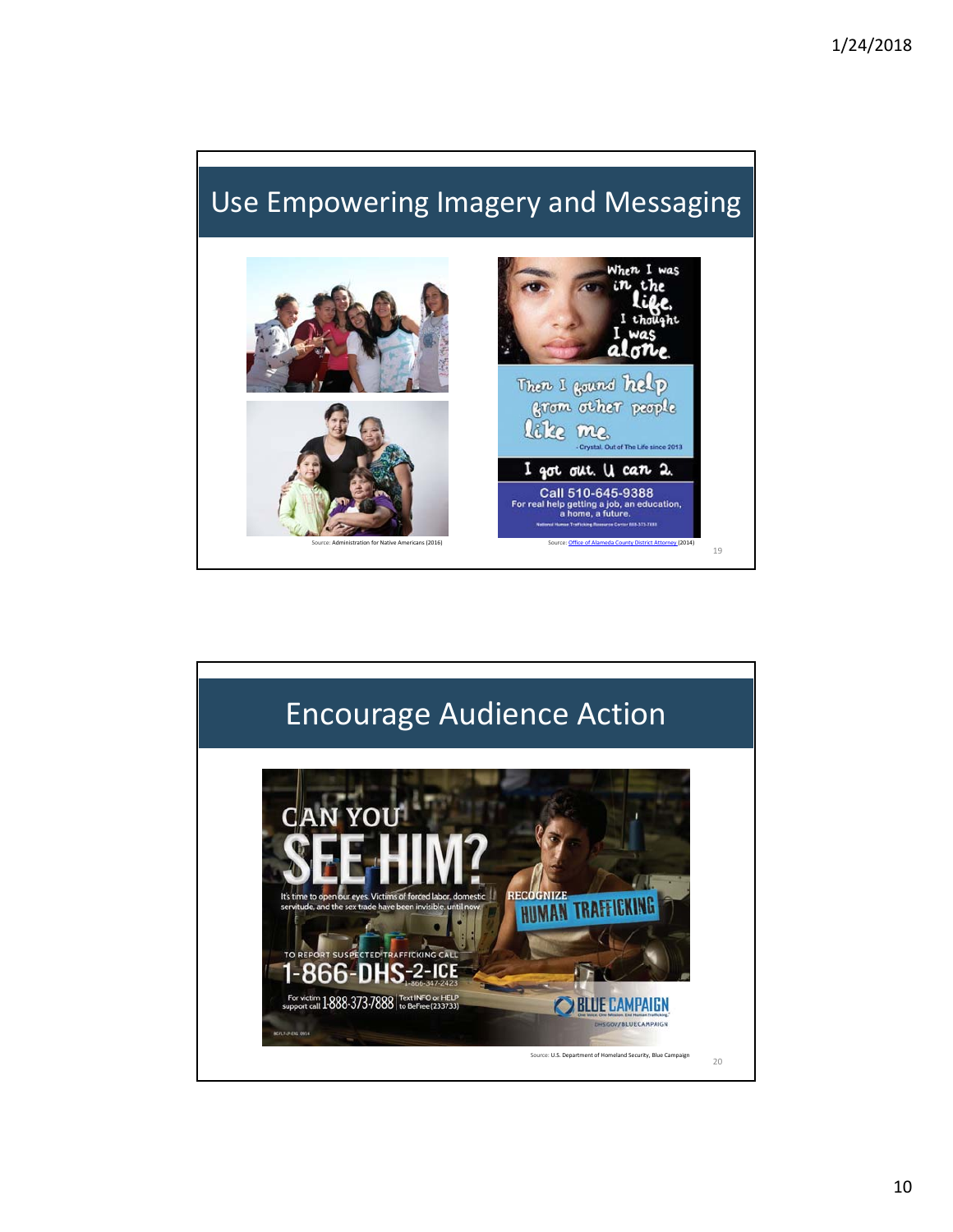## Use Empowering Imagery and Messaging

When I was in the life, I thought I was alone.

Then I found help from other people like me.

- Crystal, Out of The Life since 2013

I got out. U can 2.

Call 510-645-9388
For real help getting a job, an education, a home, a future.

National Human Trafficking Resource Center 888-373-7888

Source: Administration for Native Americans (2016)

Source: Office of Alameda County District Attorney (2014)

## Encourage Audience Action

CAN YOU SEE HIM?

It's time to open our eyes. Victims of forced labor, domestic servitude, and the sex trade have been invisible, until now.

RECOGNIZE HUMAN TRAFFICKING

TO REPORT SUSPECTED TRAFFICKING CALL
1-866-DHS-2-ICE
1-866-347-2423

For victim support call 1-888-373-7888 | Text INFO or HELP to BeFree (233733)

BLUE CAMPAIGN
One Voice. One Mission. End Human Trafficking.
DHS.GOV/BLUECAMPAIGN

Source: U.S. Department of Homeland Security, Blue Campaign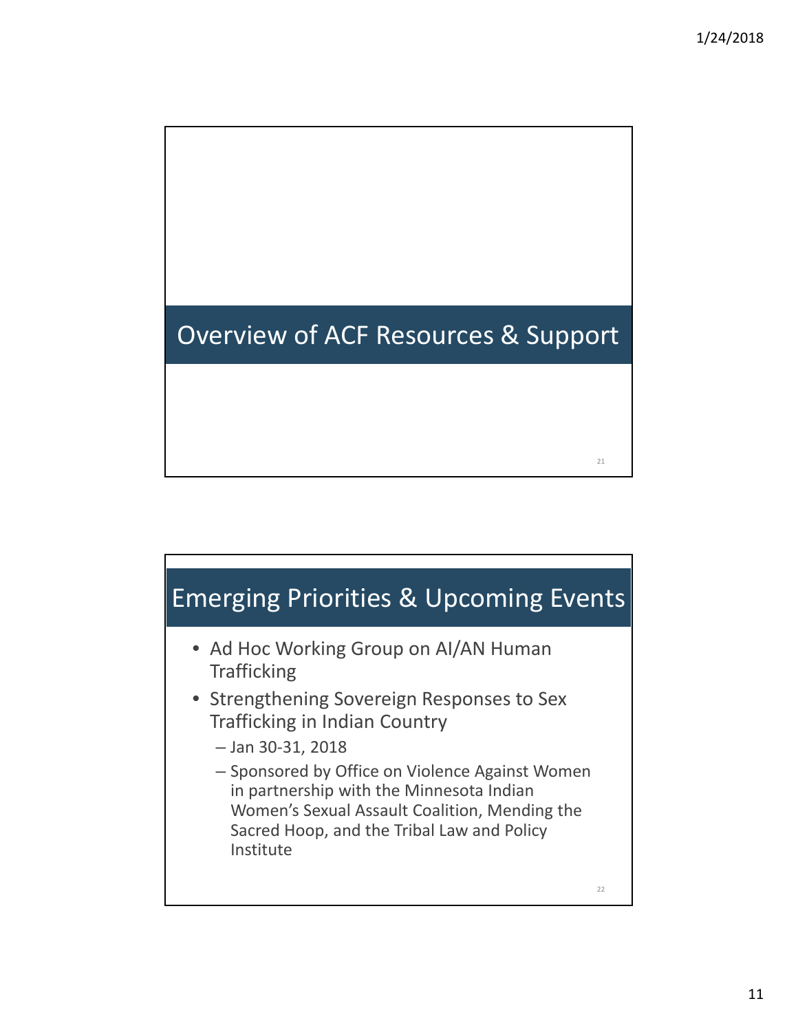## Overview of ACF Resources & Support

## Emerging Priorities & Upcoming Events

- Ad Hoc Working Group on AI/AN Human Trafficking
- Strengthening Sovereign Responses to Sex Trafficking in Indian Country
  - Jan 30-31, 2018
  - Sponsored by Office on Violence Against Women in partnership with the Minnesota Indian Women's Sexual Assault Coalition, Mending the Sacred Hoop, and the Tribal Law and Policy Institute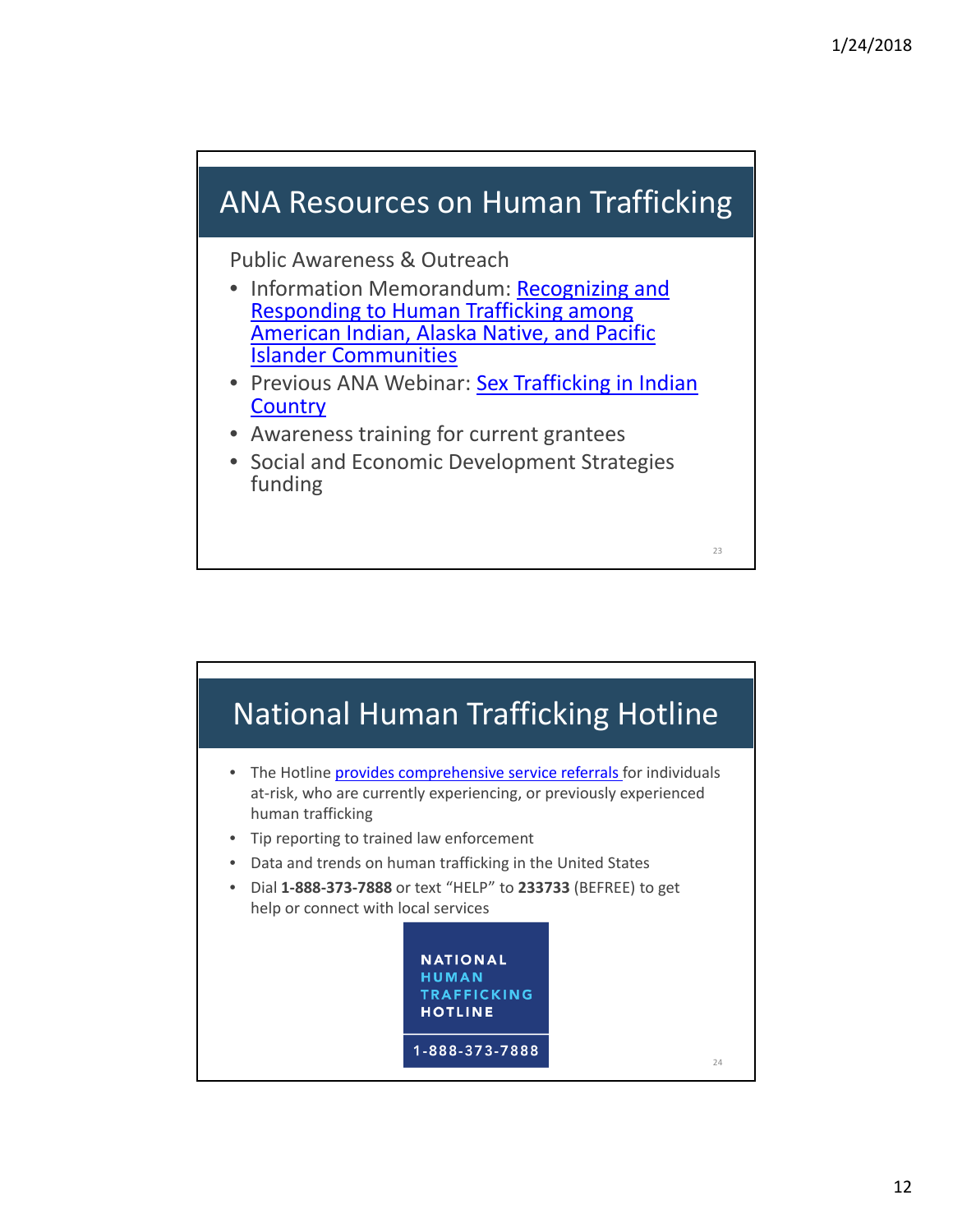## ANA Resources on Human Trafficking

Public Awareness & Outreach

- Information Memorandum: Recognizing and Responding to Human Trafficking among American Indian, Alaska Native, and Pacific Islander Communities
- Previous ANA Webinar: Sex Trafficking in Indian Country
- Awareness training for current grantees
- Social and Economic Development Strategies funding

## National Human Trafficking Hotline

- The Hotline provides comprehensive service referrals for individuals at-risk, who are currently experiencing, or previously experienced human trafficking
- Tip reporting to trained law enforcement
- Data and trends on human trafficking in the United States
- Dial **1-888-373-7888** or text "HELP" to **233733** (BEFREE) to get help or connect with local services

NATIONAL HUMAN TRAFFICKING HOTLINE

1-888-373-7888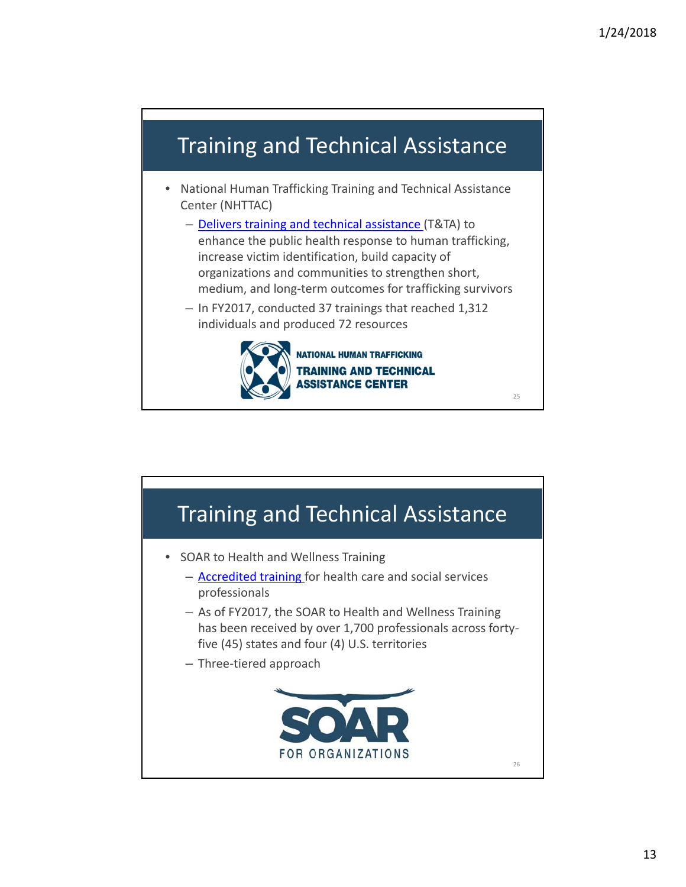## Training and Technical Assistance

- National Human Trafficking Training and Technical Assistance Center (NHTTAC)
  - Delivers training and technical assistance (T&TA) to enhance the public health response to human trafficking, increase victim identification, build capacity of organizations and communities to strengthen short, medium, and long-term outcomes for trafficking survivors
  - In FY2017, conducted 37 trainings that reached 1,312 individuals and produced 72 resources

NATIONAL HUMAN TRAFFICKING TRAINING AND TECHNICAL ASSISTANCE CENTER

## Training and Technical Assistance

- SOAR to Health and Wellness Training
  - Accredited training for health care and social services professionals
  - As of FY2017, the SOAR to Health and Wellness Training has been received by over 1,700 professionals across forty-five (45) states and four (4) U.S. territories
  - Three-tiered approach

SOAR FOR ORGANIZATIONS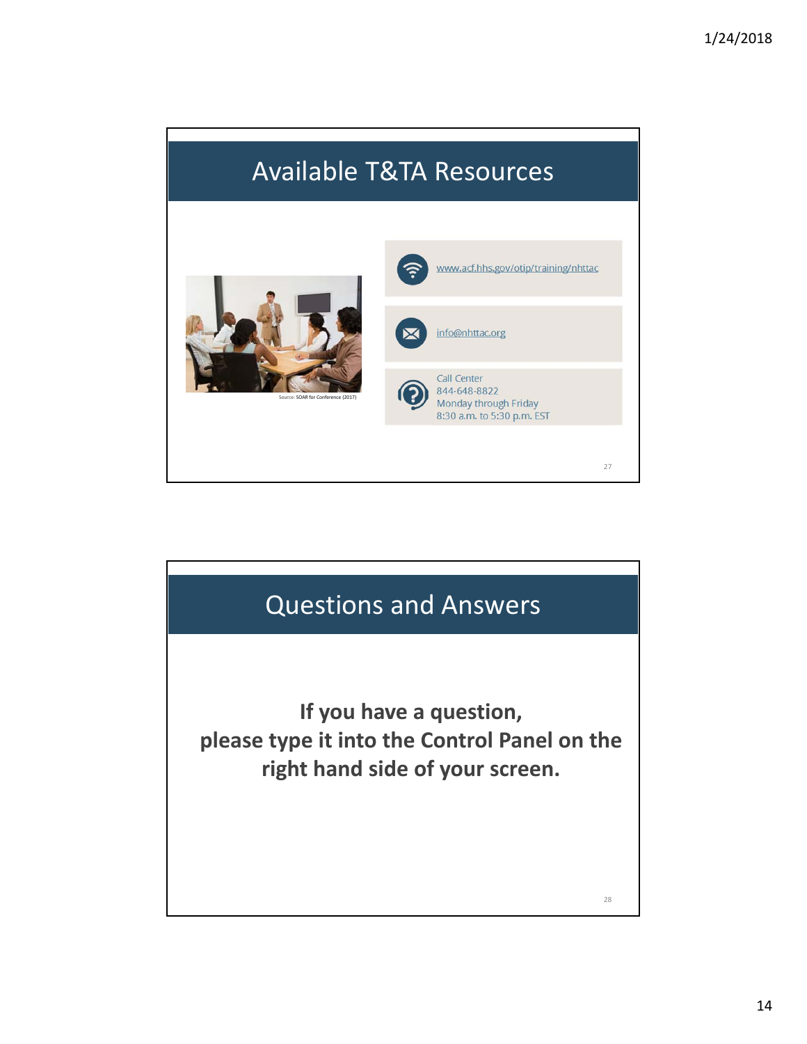## Available T&TA Resources

Source: SOAR for Conference (2017)

www.acf.hhs.gov/otip/training/nhttac

info@nhttac.org

Call Center
844-648-8822
Monday through Friday
8:30 a.m. to 5:30 p.m. EST

## Questions and Answers

**If you have a question, please type it into the Control Panel on the right hand side of your screen.**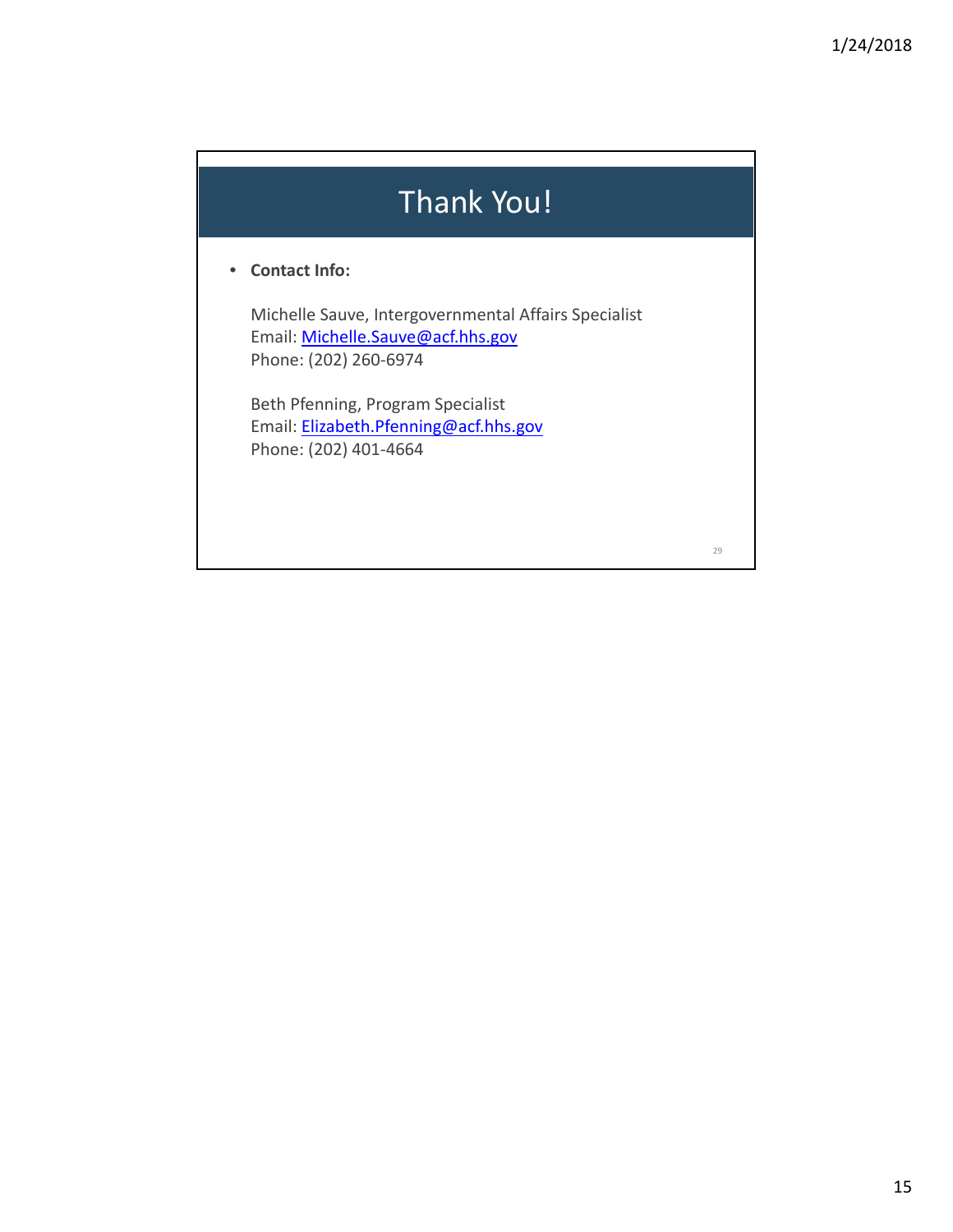# Thank You!

- **Contact Info:**

  Michelle Sauve, Intergovernmental Affairs Specialist
  Email: Michelle.Sauve@acf.hhs.gov
  Phone: (202) 260-6974

  Beth Pfenning, Program Specialist
  Email: Elizabeth.Pfenning@acf.hhs.gov
  Phone: (202) 401-4664